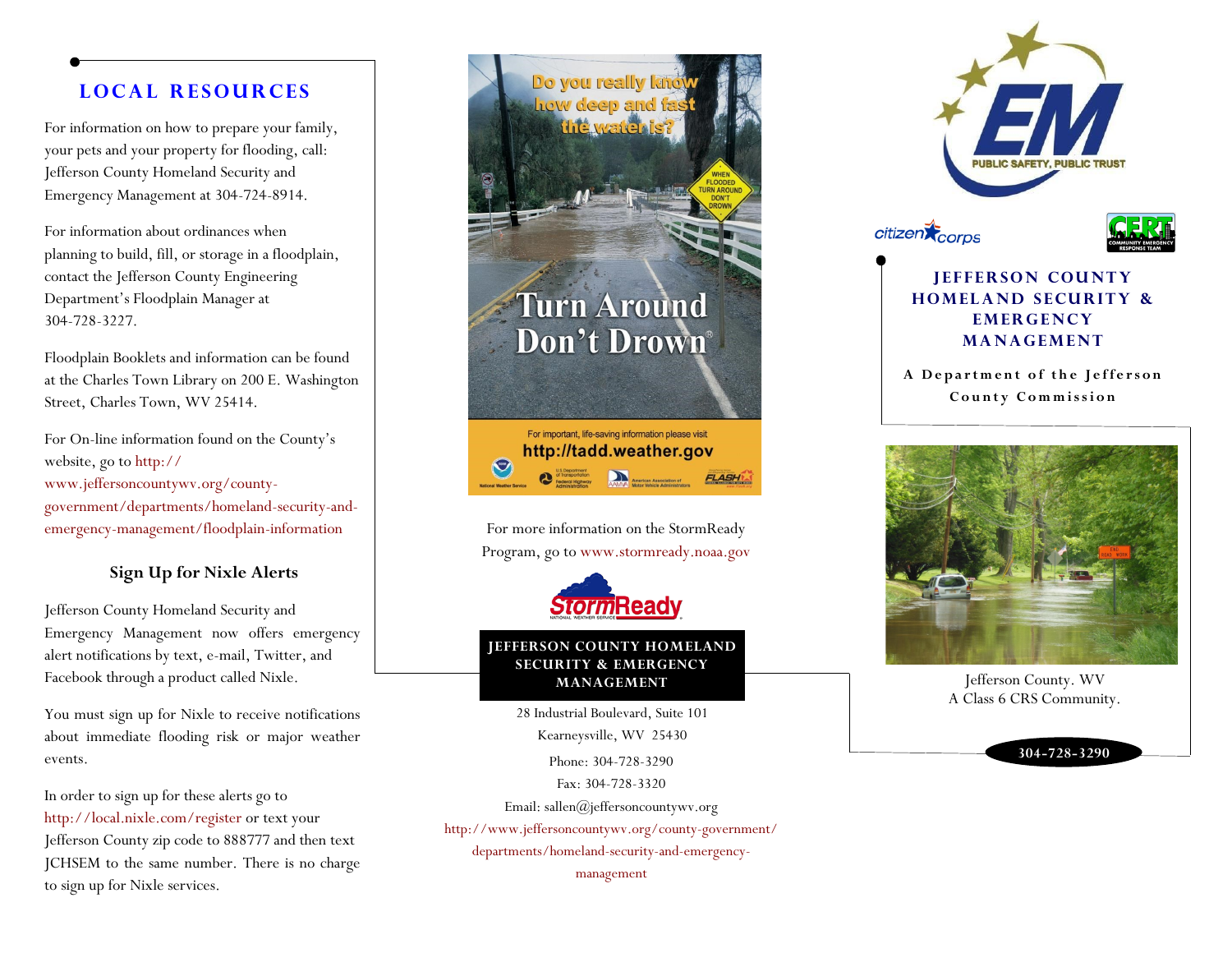## LOCAL RESOURCES

For information on how to prepare your family, your pets and your property for flooding, call: Jefferson County Homeland Security and Emergency Management at 304-724-8914.

For information about ordinances when planning to build, fill, or storage in a floodplain, contact the Jefferson County Engineering Department's Floodplain Manager at 304-728-3227.

Floodplain Booklets and information can be found at the Charles Town Library on 200 E. Washington Street, Charles Town, WV 25414.

For On-line information found on the County's website, go to http://www.jeffersoncountywv.org/county-government/departments/homeland-security-and-emergency-management/floodplain-information

### Sign Up for Nixle Alerts

Jefferson County Homeland Security and Emergency Management now offers emergency alert notifications by text, e-mail, Twitter, and Facebook through a product called Nixle.

You must sign up for Nixle to receive notifications about immediate flooding risk or major weather events.

In order to sign up for these alerts go to http://local.nixle.com/register or text your Jefferson County zip code to 888777 and then text JCHSEM to the same number. There is no charge to sign up for Nixle services.

Do you really know how deep and fast the water is?

Turn Around Don't Drown®

For important, life-saving information please visit http://tadd.weather.gov

For more information on the StormReady Program, go to www.stormready.noaa.gov

**JEFFERSON COUNTY HOMELAND SECURITY & EMERGENCY MANAGEMENT**

28 Industrial Boulevard, Suite 101
Kearneysville, WV 25430

Phone: 304-728-3290
Fax: 304-728-3320
Email: sallen@jeffersoncountywv.org
http://www.jeffersoncountywv.org/county-government/departments/homeland-security-and-emergency-management

## JEFFERSON COUNTY HOMELAND SECURITY & EMERGENCY MANAGEMENT

A Department of the Jefferson County Commission

Jefferson County. WV
A Class 6 CRS Community.

**304-728-3290**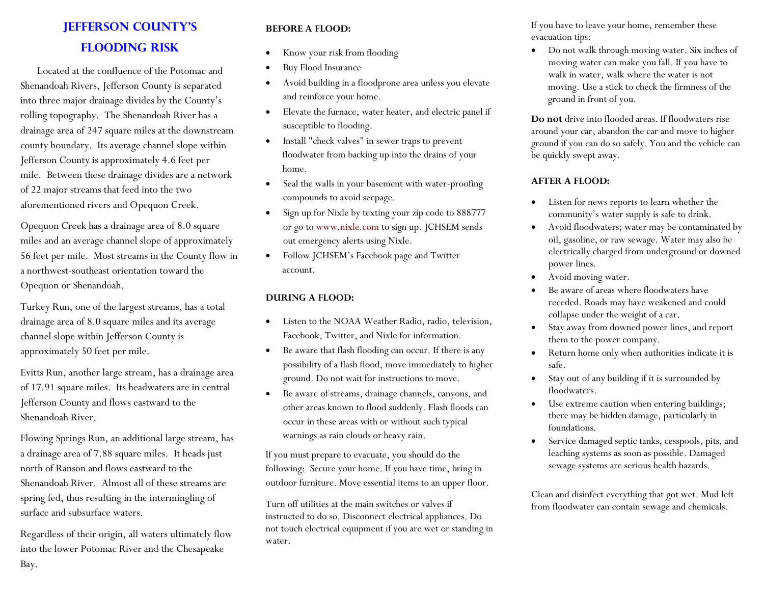# Jefferson County's Flooding Risk

Located at the confluence of the Potomac and Shenandoah Rivers, Jefferson County is separated into three major drainage divides by the County's rolling topography. The Shenandoah River has a drainage area of 247 square miles at the downstream county boundary. Its average channel slope within Jefferson County is approximately 4.6 feet per mile. Between these drainage divides are a network of 22 major streams that feed into the two aforementioned rivers and Opequon Creek.

Opequon Creek has a drainage area of 8.0 square miles and an average channel slope of approximately 56 feet per mile. Most streams in the County flow in a northwest-southeast orientation toward the Opequon or Shenandoah.

Turkey Run, one of the largest streams, has a total drainage area of 8.0 square miles and its average channel slope within Jefferson County is approximately 50 feet per mile.

Evitts Run, another large stream, has a drainage area of 17.91 square miles. Its headwaters are in central Jefferson County and flows eastward to the Shenandoah River.

Flowing Springs Run, an additional large stream, has a drainage area of 7.88 square miles. It heads just north of Ranson and flows eastward to the Shenandoah River. Almost all of these streams are spring fed, thus resulting in the intermingling of surface and subsurface waters.

Regardless of their origin, all waters ultimately flow into the lower Potomac River and the Chesapeake Bay.

## BEFORE A FLOOD:

- Know your risk from flooding
- Buy Flood Insurance
- Avoid building in a floodprone area unless you elevate and reinforce your home.
- Elevate the furnace, water heater, and electric panel if susceptible to flooding.
- Install "check valves" in sewer traps to prevent floodwater from backing up into the drains of your home.
- Seal the walls in your basement with water-proofing compounds to avoid seepage.
- Sign up for Nixle by texting your zip code to 888777 or go to www.nixle.com to sign up. JCHSEM sends out emergency alerts using Nixle.
- Follow JCHSEM's Facebook page and Twitter account.

## DURING A FLOOD:

- Listen to the NOAA Weather Radio, radio, television, Facebook, Twitter, and Nixle for information.
- Be aware that flash flooding can occur. If there is any possibility of a flash flood, move immediately to higher ground. Do not wait for instructions to move.
- Be aware of streams, drainage channels, canyons, and other areas known to flood suddenly. Flash floods can occur in these areas with or without such typical warnings as rain clouds or heavy rain.

If you must prepare to evacuate, you should do the following: Secure your home. If you have time, bring in outdoor furniture. Move essential items to an upper floor.

Turn off utilities at the main switches or valves if instructed to do so. Disconnect electrical appliances. Do not touch electrical equipment if you are wet or standing in water.

If you have to leave your home, remember these evacuation tips:

- Do not walk through moving water. Six inches of moving water can make you fall. If you have to walk in water, walk where the water is not moving. Use a stick to check the firmness of the ground in front of you.

**Do not** drive into flooded areas. If floodwaters rise around your car, abandon the car and move to higher ground if you can do so safely. You and the vehicle can be quickly swept away.

## AFTER A FLOOD:

- Listen for news reports to learn whether the community's water supply is safe to drink.
- Avoid floodwaters; water may be contaminated by oil, gasoline, or raw sewage. Water may also be electrically charged from underground or downed power lines.
- Avoid moving water.
- Be aware of areas where floodwaters have receded. Roads may have weakened and could collapse under the weight of a car.
- Stay away from downed power lines, and report them to the power company.
- Return home only when authorities indicate it is safe.
- Stay out of any building if it is surrounded by floodwaters.
- Use extreme caution when entering buildings; there may be hidden damage, particularly in foundations.
- Service damaged septic tanks, cesspools, pits, and leaching systems as soon as possible. Damaged sewage systems are serious health hazards.

Clean and disinfect everything that got wet. Mud left from floodwater can contain sewage and chemicals.